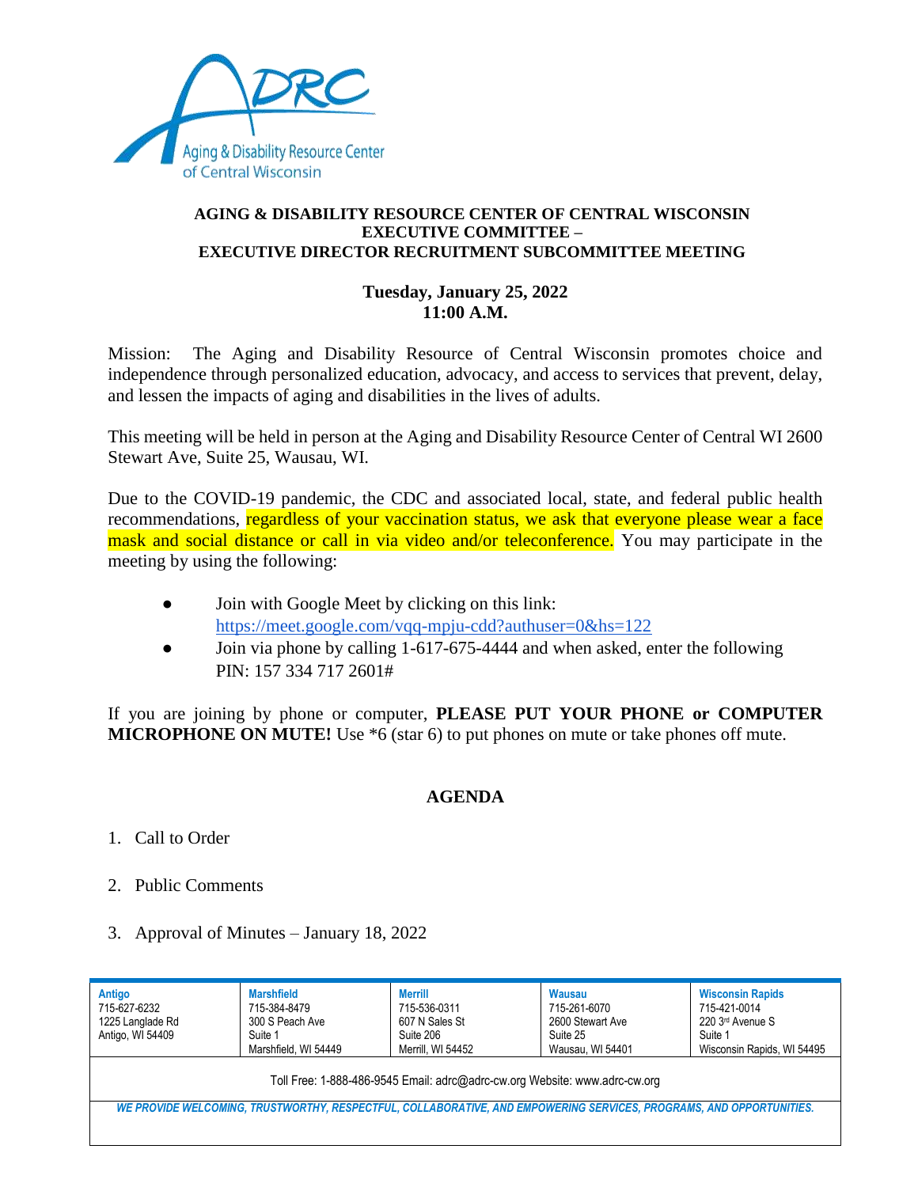**AGING & DISABILITY RESOURCE CENTER OF CENTRAL WISCONSIN**
**EXECUTIVE COMMITTEE –**
**EXECUTIVE DIRECTOR RECRUITMENT SUBCOMMITTEE MEETING**

**Tuesday, January 25, 2022**
**11:00 A.M.**

Mission: The Aging and Disability Resource of Central Wisconsin promotes choice and independence through personalized education, advocacy, and access to services that prevent, delay, and lessen the impacts of aging and disabilities in the lives of adults.

This meeting will be held in person at the Aging and Disability Resource Center of Central WI 2600 Stewart Ave, Suite 25, Wausau, WI.

Due to the COVID-19 pandemic, the CDC and associated local, state, and federal public health recommendations, regardless of your vaccination status, we ask that everyone please wear a face mask and social distance or call in via video and/or teleconference. You may participate in the meeting by using the following:

- Join with Google Meet by clicking on this link: https://meet.google.com/vqq-mpju-cdd?authuser=0&hs=122
- Join via phone by calling 1-617-675-4444 and when asked, enter the following PIN: 157 334 717 2601#

If you are joining by phone or computer, **PLEASE PUT YOUR PHONE or COMPUTER MICROPHONE ON MUTE!** Use *6 (star 6) to put phones on mute or take phones off mute.

## AGENDA

1. Call to Order
2. Public Comments
3. Approval of Minutes – January 18, 2022

| Antigo | Marshfield | Merrill | Wausau | Wisconsin Rapids |
|---|---|---|---|---|
| 715-627-6232 | 715-384-8479 | 715-536-0311 | 715-261-6070 | 715-421-0014 |
| 1225 Langlade Rd | 300 S Peach Ave | 607 N Sales St | 2600 Stewart Ave | 220 3rd Avenue S |
| Antigo, WI 54409 | Suite 1 | Suite 206 | Suite 25 | Suite 1 |
| | Marshfield, WI 54449 | Merrill, WI 54452 | Wausau, WI 54401 | Wisconsin Rapids, WI 54495 |

Toll Free: 1-888-486-9545 Email: adrc@adrc-cw.org Website: www.adrc-cw.org

*WE PROVIDE WELCOMING, TRUSTWORTHY, RESPECTFUL, COLLABORATIVE, AND EMPOWERING SERVICES, PROGRAMS, AND OPPORTUNITIES.*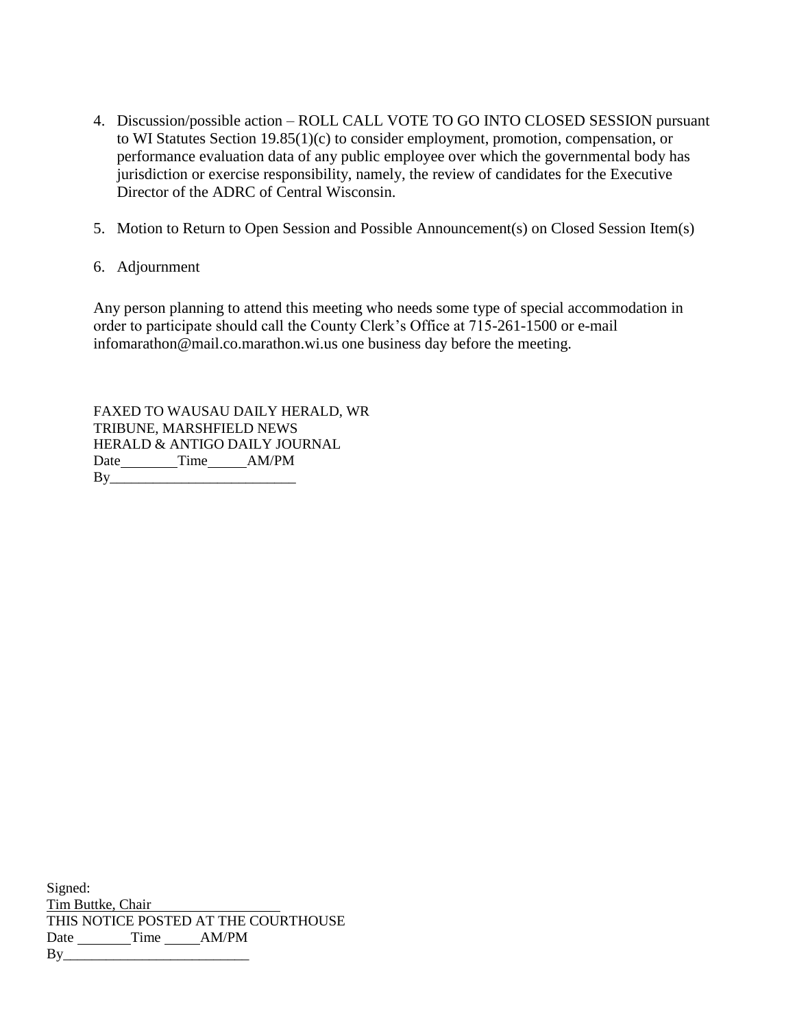4. Discussion/possible action – ROLL CALL VOTE TO GO INTO CLOSED SESSION pursuant to WI Statutes Section 19.85(1)(c) to consider employment, promotion, compensation, or performance evaluation data of any public employee over which the governmental body has jurisdiction or exercise responsibility, namely, the review of candidates for the Executive Director of the ADRC of Central Wisconsin.

5. Motion to Return to Open Session and Possible Announcement(s) on Closed Session Item(s)

6. Adjournment

Any person planning to attend this meeting who needs some type of special accommodation in order to participate should call the County Clerk's Office at 715-261-1500 or e-mail infomarathon@mail.co.marathon.wi.us one business day before the meeting.

FAXED TO WAUSAU DAILY HERALD, WR TRIBUNE, MARSHFIELD NEWS HERALD & ANTIGO DAILY JOURNAL
Date________Time_____AM/PM
By__________________________

Signed:
Tim Buttke, Chair
THIS NOTICE POSTED AT THE COURTHOUSE
Date ________Time _____AM/PM
By__________________________